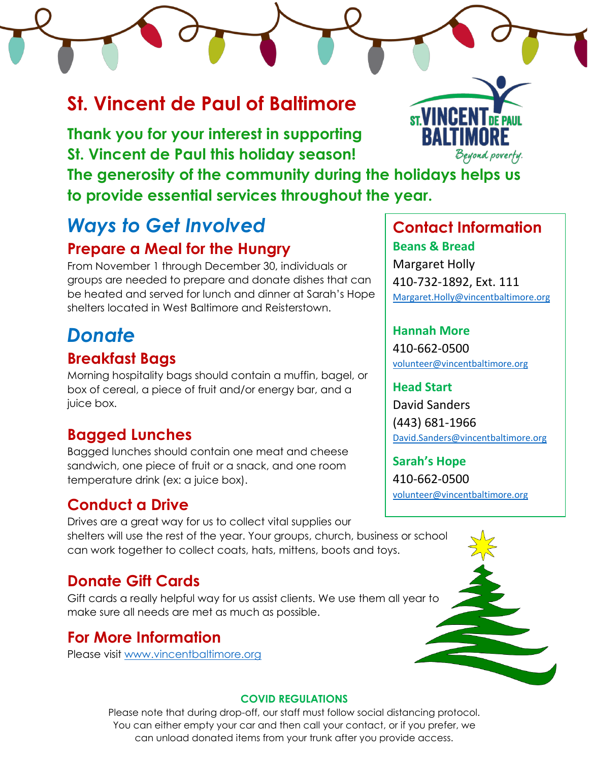# St. Vincent de Paul of Baltimore

**Thank you for your interest in supporting St. Vincent de Paul this holiday season! The generosity of the community during the holidays helps us to provide essential services throughout the year.**

## *Ways to Get Involved*

### Prepare a Meal for the Hungry

From November 1 through December 30, individuals or groups are needed to prepare and donate dishes that can be heated and served for lunch and dinner at Sarah's Hope shelters located in West Baltimore and Reisterstown.

## *Donate*

### Breakfast Bags

Morning hospitality bags should contain a muffin, bagel, or box of cereal, a piece of fruit and/or energy bar, and a juice box.

### Bagged Lunches

Bagged lunches should contain one meat and cheese sandwich, one piece of fruit or a snack, and one room temperature drink (ex: a juice box).

### Conduct a Drive

Drives are a great way for us to collect vital supplies our shelters will use the rest of the year. Your groups, church, business or school can work together to collect coats, hats, mittens, boots and toys.

### Donate Gift Cards

Gift cards a really helpful way for us assist clients. We use them all year to make sure all needs are met as much as possible.

### For More Information

Please visit www.vincentbaltimore.org

## Contact Information

**Beans & Bread**
Margaret Holly
410-732-1892, Ext. 111
Margaret.Holly@vincentbaltimore.org

**Hannah More**
410-662-0500
volunteer@vincentbaltimore.org

**Head Start**
David Sanders
(443) 681-1966
David.Sanders@vincentbaltimore.org

**Sarah's Hope**
410-662-0500
volunteer@vincentbaltimore.org

**COVID REGULATIONS**

Please note that during drop-off, our staff must follow social distancing protocol. You can either empty your car and then call your contact, or if you prefer, we can unload donated items from your trunk after you provide access.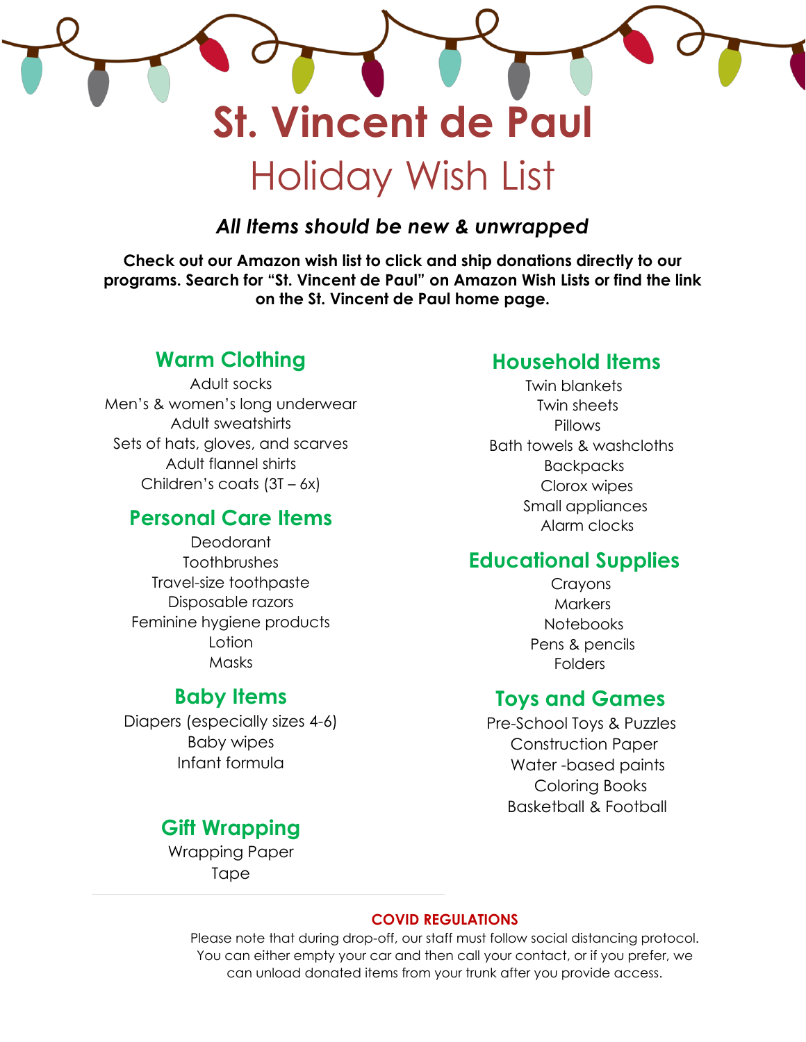# St. Vincent de Paul

## Holiday Wish List

***All Items should be new & unwrapped***

**Check out our Amazon wish list to click and ship donations directly to our programs. Search for "St. Vincent de Paul" on Amazon Wish Lists or find the link on the St. Vincent de Paul home page.**

### Warm Clothing

Adult socks
Men's & women's long underwear
Adult sweatshirts
Sets of hats, gloves, and scarves
Adult flannel shirts
Children's coats (3T – 6x)

### Personal Care Items

Deodorant
Toothbrushes
Travel-size toothpaste
Disposable razors
Feminine hygiene products
Lotion
Masks

### Baby Items

Diapers (especially sizes 4-6)
Baby wipes
Infant formula

### Gift Wrapping

Wrapping Paper
Tape

### Household Items

Twin blankets
Twin sheets
Pillows
Bath towels & washcloths
Backpacks
Clorox wipes
Small appliances
Alarm clocks

### Educational Supplies

Crayons
Markers
Notebooks
Pens & pencils
Folders

### Toys and Games

Pre-School Toys & Puzzles
Construction Paper
Water -based paints
Coloring Books
Basketball & Football

**COVID REGULATIONS**

Please note that during drop-off, our staff must follow social distancing protocol. You can either empty your car and then call your contact, or if you prefer, we can unload donated items from your trunk after you provide access.